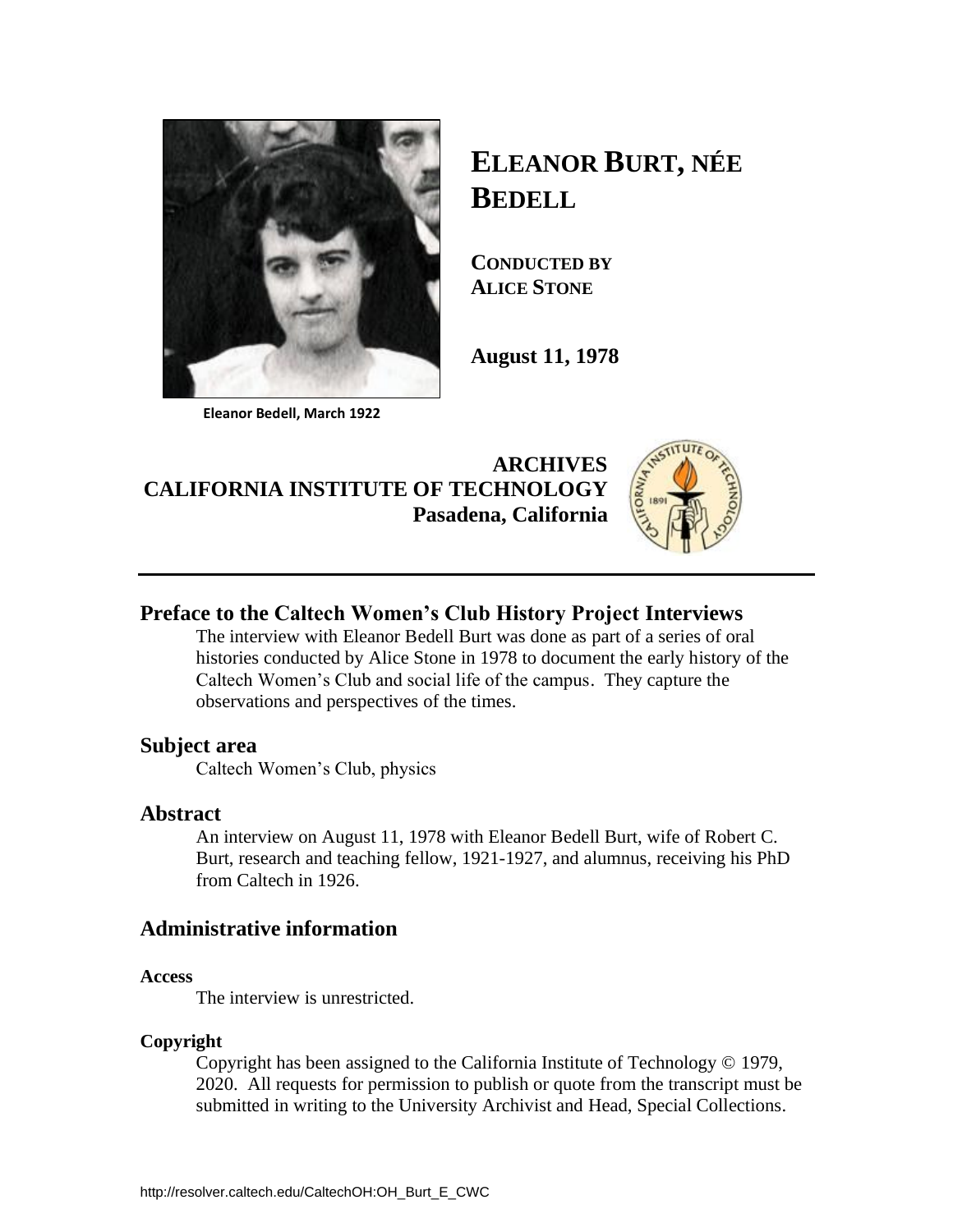Eleanor Bedell, March 1922

# ELEANOR BURT, NÉE BEDELL

**CONDUCTED BY**
**ALICE STONE**

**August 11, 1978**

**ARCHIVES**
**CALIFORNIA INSTITUTE OF TECHNOLOGY**
**Pasadena, California**

## Preface to the Caltech Women's Club History Project Interviews

The interview with Eleanor Bedell Burt was done as part of a series of oral histories conducted by Alice Stone in 1978 to document the early history of the Caltech Women's Club and social life of the campus. They capture the observations and perspectives of the times.

## Subject area

Caltech Women's Club, physics

## Abstract

An interview on August 11, 1978 with Eleanor Bedell Burt, wife of Robert C. Burt, research and teaching fellow, 1921-1927, and alumnus, receiving his PhD from Caltech in 1926.

## Administrative information

### Access

The interview is unrestricted.

### Copyright

Copyright has been assigned to the California Institute of Technology © 1979, 2020. All requests for permission to publish or quote from the transcript must be submitted in writing to the University Archivist and Head, Special Collections.

http://resolver.caltech.edu/CaltechOH:OH_Burt_E_CWC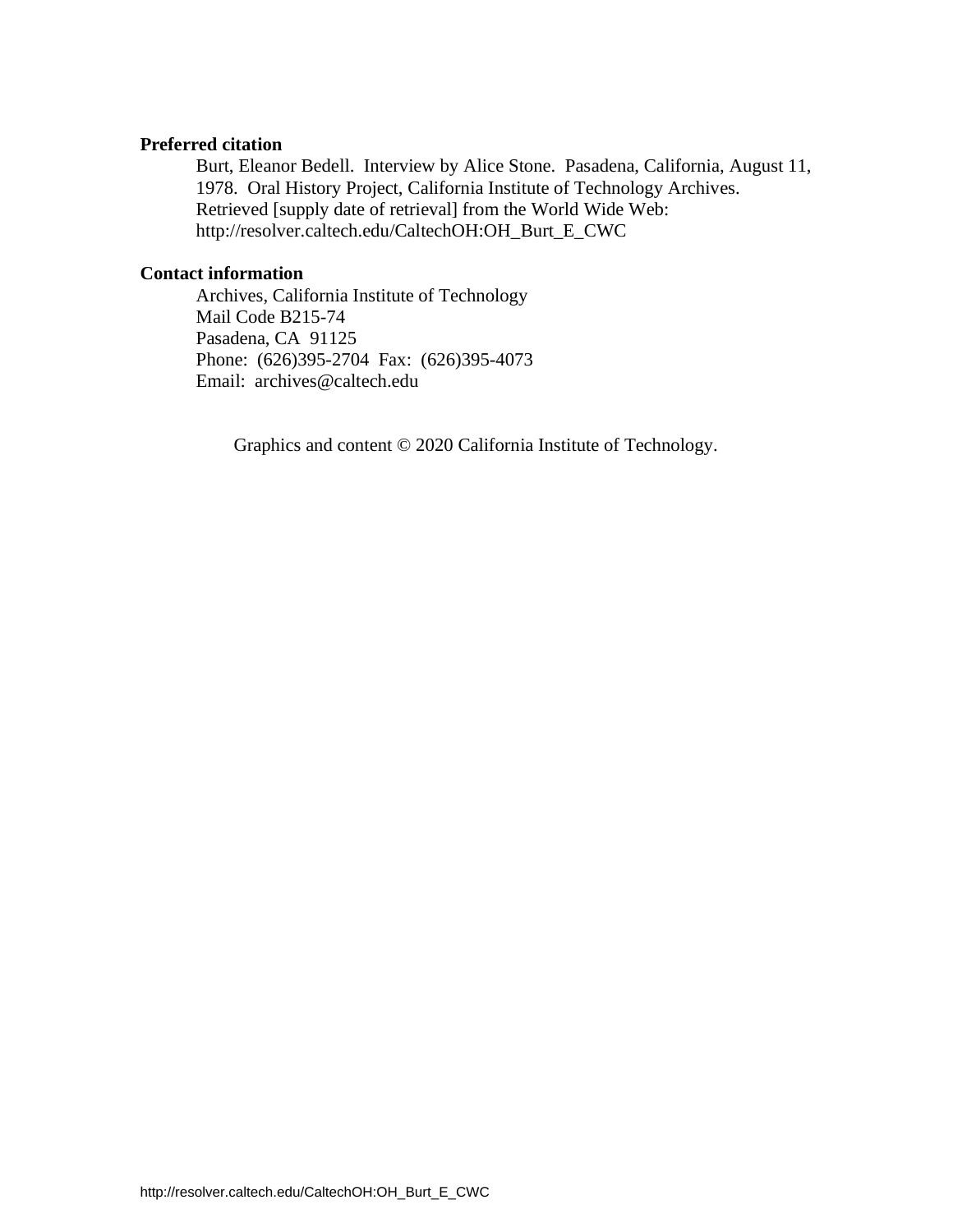**Preferred citation**

Burt, Eleanor Bedell. Interview by Alice Stone. Pasadena, California, August 11, 1978. Oral History Project, California Institute of Technology Archives. Retrieved [supply date of retrieval] from the World Wide Web: http://resolver.caltech.edu/CaltechOH:OH_Burt_E_CWC

**Contact information**

Archives, California Institute of Technology
Mail Code B215-74
Pasadena, CA 91125
Phone: (626)395-2704 Fax: (626)395-4073
Email: archives@caltech.edu

Graphics and content © 2020 California Institute of Technology.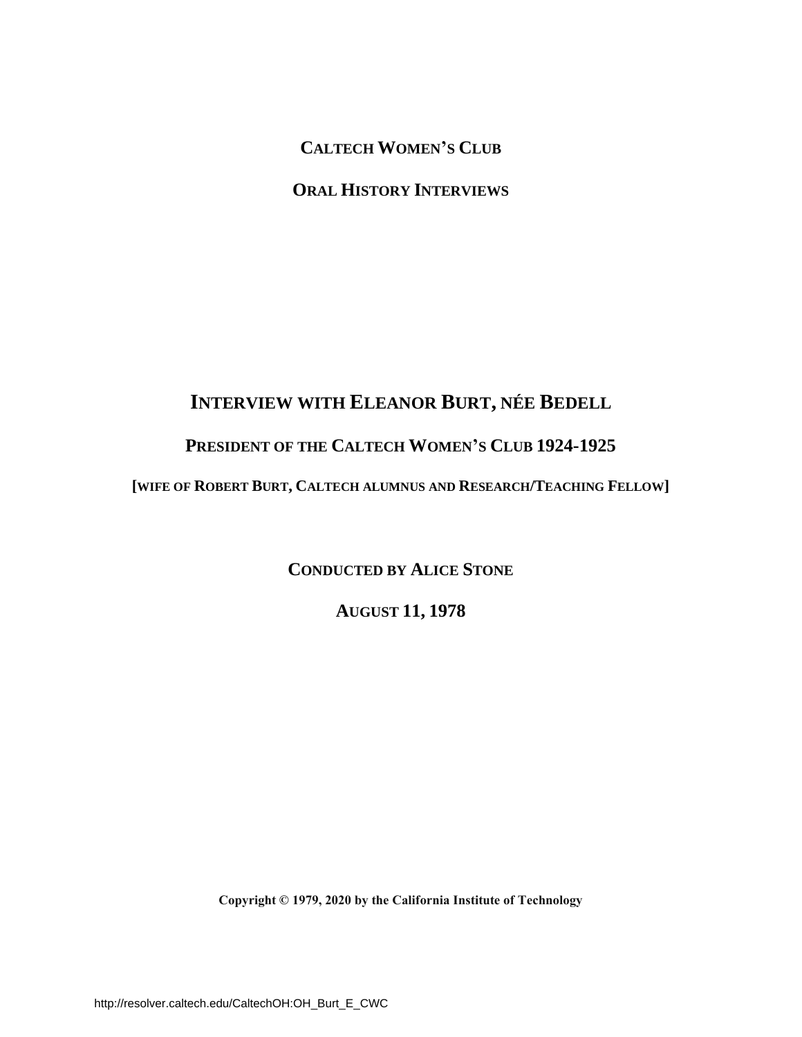**CALTECH WOMEN'S CLUB**

**ORAL HISTORY INTERVIEWS**

# INTERVIEW WITH ELEANOR BURT, NÉE BEDELL

## PRESIDENT OF THE CALTECH WOMEN'S CLUB 1924-1925

**[WIFE OF ROBERT BURT, CALTECH ALUMNUS AND RESEARCH/TEACHING FELLOW]**

**CONDUCTED BY ALICE STONE**

**AUGUST 11, 1978**

**Copyright © 1979, 2020 by the California Institute of Technology**

http://resolver.caltech.edu/CaltechOH:OH_Burt_E_CWC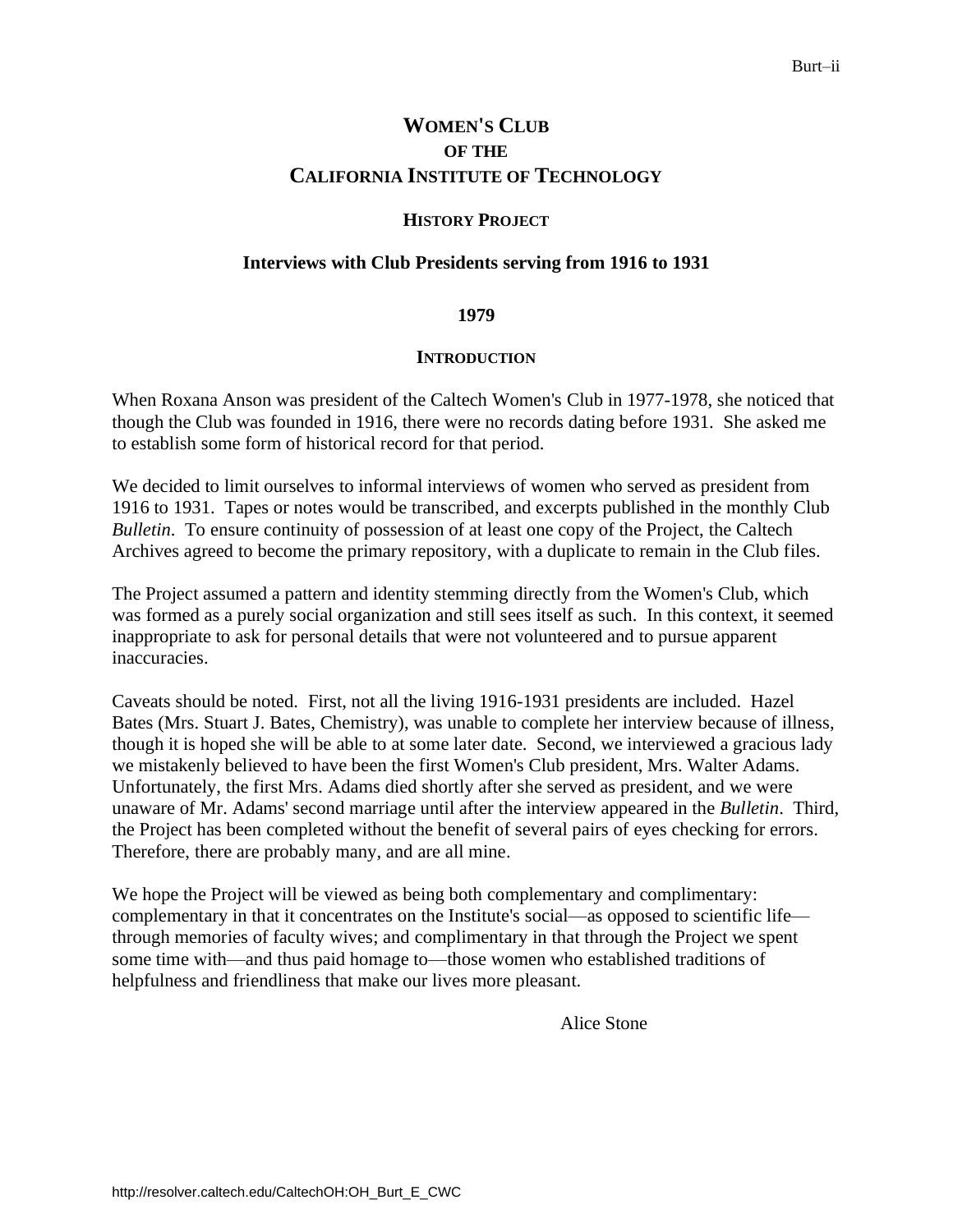# WOMEN'S CLUB
## OF THE
# CALIFORNIA INSTITUTE OF TECHNOLOGY

### HISTORY PROJECT

### Interviews with Club Presidents serving from 1916 to 1931

### 1979

### INTRODUCTION

When Roxana Anson was president of the Caltech Women's Club in 1977-1978, she noticed that though the Club was founded in 1916, there were no records dating before 1931. She asked me to establish some form of historical record for that period.

We decided to limit ourselves to informal interviews of women who served as president from 1916 to 1931. Tapes or notes would be transcribed, and excerpts published in the monthly Club *Bulletin*. To ensure continuity of possession of at least one copy of the Project, the Caltech Archives agreed to become the primary repository, with a duplicate to remain in the Club files.

The Project assumed a pattern and identity stemming directly from the Women's Club, which was formed as a purely social organization and still sees itself as such. In this context, it seemed inappropriate to ask for personal details that were not volunteered and to pursue apparent inaccuracies.

Caveats should be noted. First, not all the living 1916-1931 presidents are included. Hazel Bates (Mrs. Stuart J. Bates, Chemistry), was unable to complete her interview because of illness, though it is hoped she will be able to at some later date. Second, we interviewed a gracious lady we mistakenly believed to have been the first Women's Club president, Mrs. Walter Adams. Unfortunately, the first Mrs. Adams died shortly after she served as president, and we were unaware of Mr. Adams' second marriage until after the interview appeared in the *Bulletin*. Third, the Project has been completed without the benefit of several pairs of eyes checking for errors. Therefore, there are probably many, and are all mine.

We hope the Project will be viewed as being both complementary and complimentary: complementary in that it concentrates on the Institute's social—as opposed to scientific life—through memories of faculty wives; and complimentary in that through the Project we spent some time with—and thus paid homage to—those women who established traditions of helpfulness and friendliness that make our lives more pleasant.

Alice Stone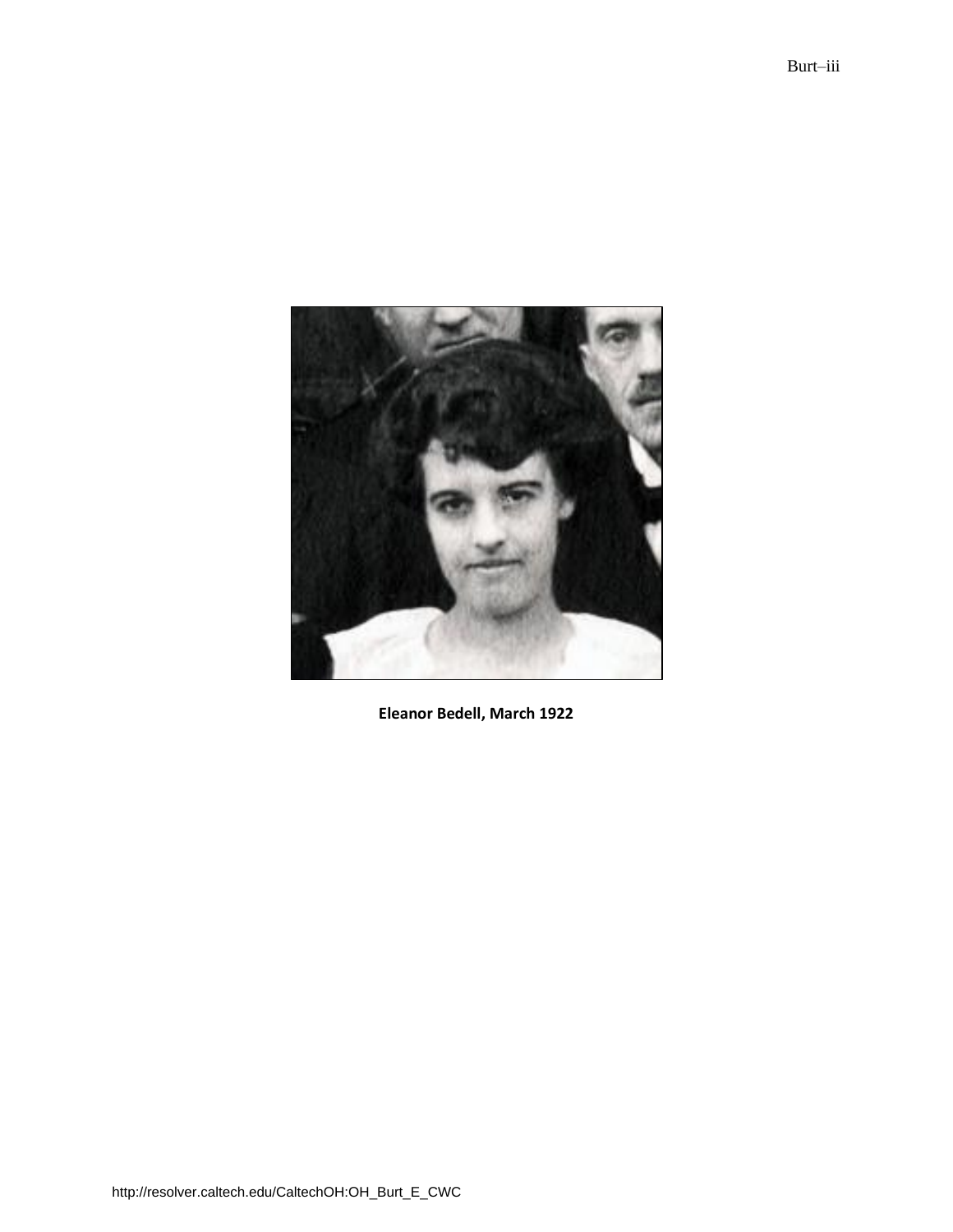**Eleanor Bedell, March 1922**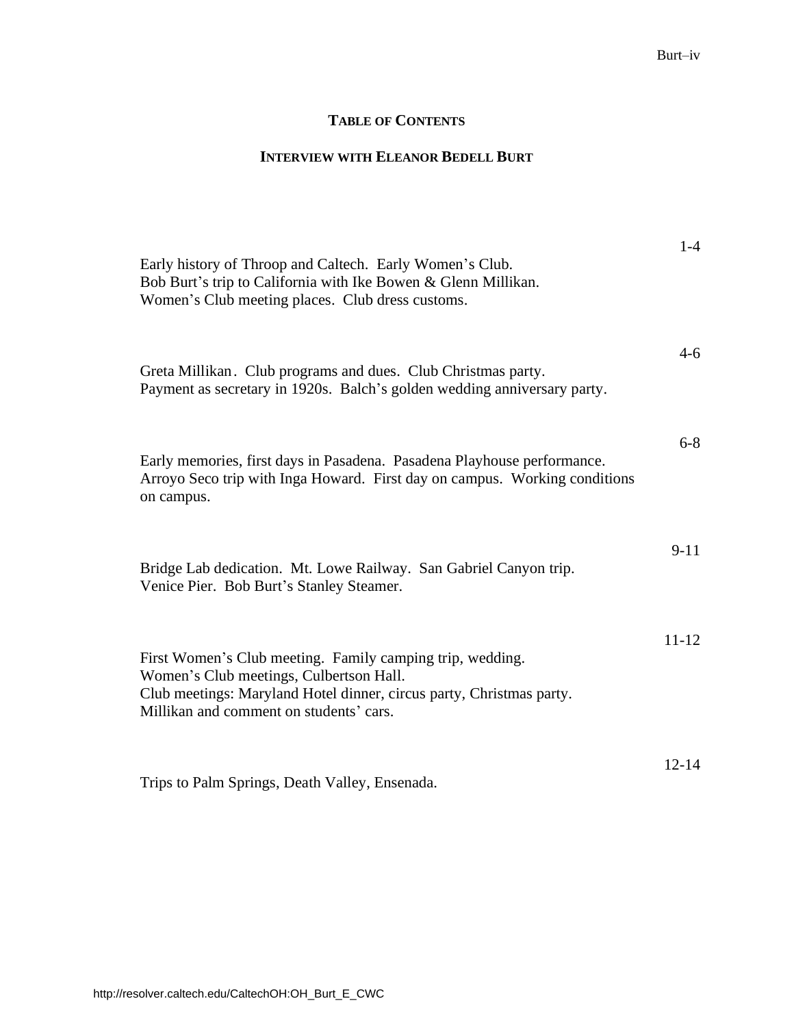## TABLE OF CONTENTS

## INTERVIEW WITH ELEANOR BEDELL BURT

| | |
|---|---|
| Early history of Throop and Caltech. Early Women's Club. Bob Burt's trip to California with Ike Bowen & Glenn Millikan. Women's Club meeting places. Club dress customs. | 1-4 |
| Greta Millikan. Club programs and dues. Club Christmas party. Payment as secretary in 1920s. Balch's golden wedding anniversary party. | 4-6 |
| Early memories, first days in Pasadena. Pasadena Playhouse performance. Arroyo Seco trip with Inga Howard. First day on campus. Working conditions on campus. | 6-8 |
| Bridge Lab dedication. Mt. Lowe Railway. San Gabriel Canyon trip. Venice Pier. Bob Burt's Stanley Steamer. | 9-11 |
| First Women's Club meeting. Family camping trip, wedding. Women's Club meetings, Culbertson Hall. Club meetings: Maryland Hotel dinner, circus party, Christmas party. Millikan and comment on students' cars. | 11-12 |
| Trips to Palm Springs, Death Valley, Ensenada. | 12-14 |

http://resolver.caltech.edu/CaltechOH:OH_Burt_E_CWC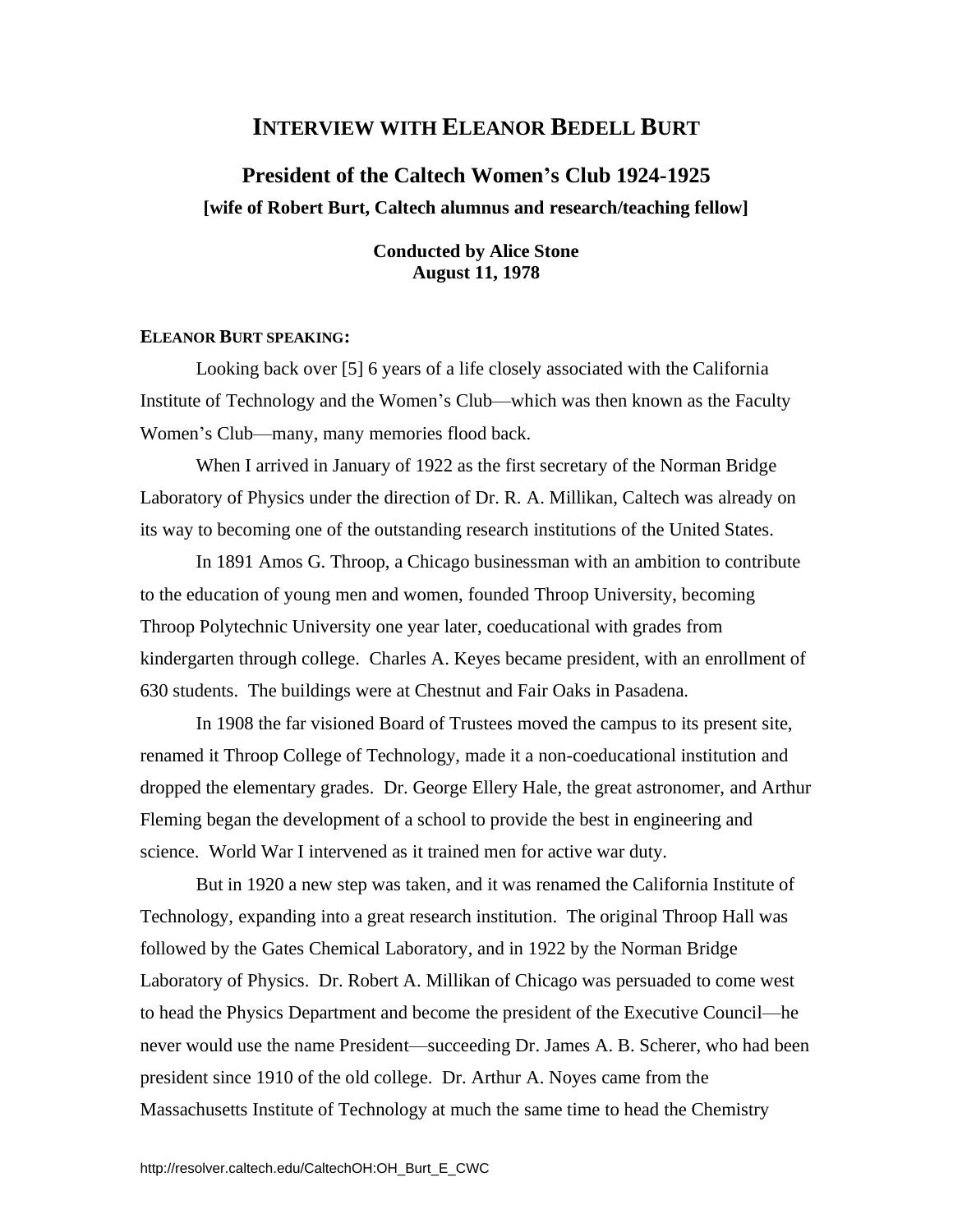# INTERVIEW WITH ELEANOR BEDELL BURT

## President of the Caltech Women's Club 1924-1925

**[wife of Robert Burt, Caltech alumnus and research/teaching fellow]**

**Conducted by Alice Stone**
**August 11, 1978**

**ELEANOR BURT SPEAKING:**

Looking back over [5] 6 years of a life closely associated with the California Institute of Technology and the Women's Club—which was then known as the Faculty Women's Club—many, many memories flood back.

When I arrived in January of 1922 as the first secretary of the Norman Bridge Laboratory of Physics under the direction of Dr. R. A. Millikan, Caltech was already on its way to becoming one of the outstanding research institutions of the United States.

In 1891 Amos G. Throop, a Chicago businessman with an ambition to contribute to the education of young men and women, founded Throop University, becoming Throop Polytechnic University one year later, coeducational with grades from kindergarten through college. Charles A. Keyes became president, with an enrollment of 630 students. The buildings were at Chestnut and Fair Oaks in Pasadena.

In 1908 the far visioned Board of Trustees moved the campus to its present site, renamed it Throop College of Technology, made it a non-coeducational institution and dropped the elementary grades. Dr. George Ellery Hale, the great astronomer, and Arthur Fleming began the development of a school to provide the best in engineering and science. World War I intervened as it trained men for active war duty.

But in 1920 a new step was taken, and it was renamed the California Institute of Technology, expanding into a great research institution. The original Throop Hall was followed by the Gates Chemical Laboratory, and in 1922 by the Norman Bridge Laboratory of Physics. Dr. Robert A. Millikan of Chicago was persuaded to come west to head the Physics Department and become the president of the Executive Council—he never would use the name President—succeeding Dr. James A. B. Scherer, who had been president since 1910 of the old college. Dr. Arthur A. Noyes came from the Massachusetts Institute of Technology at much the same time to head the Chemistry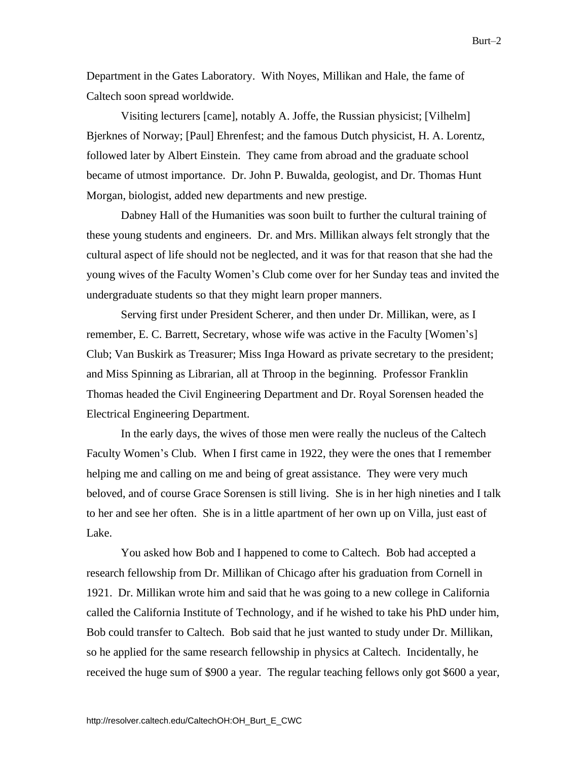Department in the Gates Laboratory. With Noyes, Millikan and Hale, the fame of Caltech soon spread worldwide.

Visiting lecturers [came], notably A. Joffe, the Russian physicist; [Vilhelm] Bjerknes of Norway; [Paul] Ehrenfest; and the famous Dutch physicist, H. A. Lorentz, followed later by Albert Einstein. They came from abroad and the graduate school became of utmost importance. Dr. John P. Buwalda, geologist, and Dr. Thomas Hunt Morgan, biologist, added new departments and new prestige.

Dabney Hall of the Humanities was soon built to further the cultural training of these young students and engineers. Dr. and Mrs. Millikan always felt strongly that the cultural aspect of life should not be neglected, and it was for that reason that she had the young wives of the Faculty Women's Club come over for her Sunday teas and invited the undergraduate students so that they might learn proper manners.

Serving first under President Scherer, and then under Dr. Millikan, were, as I remember, E. C. Barrett, Secretary, whose wife was active in the Faculty [Women's] Club; Van Buskirk as Treasurer; Miss Inga Howard as private secretary to the president; and Miss Spinning as Librarian, all at Throop in the beginning. Professor Franklin Thomas headed the Civil Engineering Department and Dr. Royal Sorensen headed the Electrical Engineering Department.

In the early days, the wives of those men were really the nucleus of the Caltech Faculty Women's Club. When I first came in 1922, they were the ones that I remember helping me and calling on me and being of great assistance. They were very much beloved, and of course Grace Sorensen is still living. She is in her high nineties and I talk to her and see her often. She is in a little apartment of her own up on Villa, just east of Lake.

You asked how Bob and I happened to come to Caltech. Bob had accepted a research fellowship from Dr. Millikan of Chicago after his graduation from Cornell in 1921. Dr. Millikan wrote him and said that he was going to a new college in California called the California Institute of Technology, and if he wished to take his PhD under him, Bob could transfer to Caltech. Bob said that he just wanted to study under Dr. Millikan, so he applied for the same research fellowship in physics at Caltech. Incidentally, he received the huge sum of $900 a year. The regular teaching fellows only got $600 a year,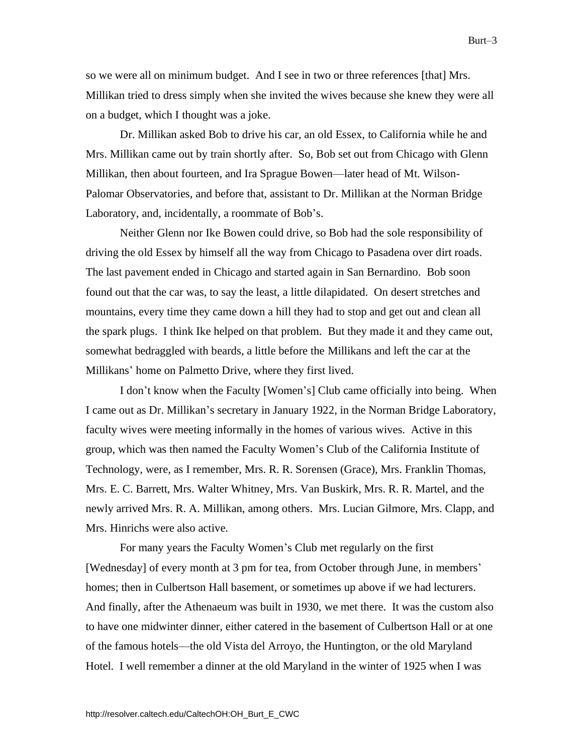so we were all on minimum budget. And I see in two or three references [that] Mrs. Millikan tried to dress simply when she invited the wives because she knew they were all on a budget, which I thought was a joke.

Dr. Millikan asked Bob to drive his car, an old Essex, to California while he and Mrs. Millikan came out by train shortly after. So, Bob set out from Chicago with Glenn Millikan, then about fourteen, and Ira Sprague Bowen—later head of Mt. Wilson-Palomar Observatories, and before that, assistant to Dr. Millikan at the Norman Bridge Laboratory, and, incidentally, a roommate of Bob's.

Neither Glenn nor Ike Bowen could drive, so Bob had the sole responsibility of driving the old Essex by himself all the way from Chicago to Pasadena over dirt roads. The last pavement ended in Chicago and started again in San Bernardino. Bob soon found out that the car was, to say the least, a little dilapidated. On desert stretches and mountains, every time they came down a hill they had to stop and get out and clean all the spark plugs. I think Ike helped on that problem. But they made it and they came out, somewhat bedraggled with beards, a little before the Millikans and left the car at the Millikans' home on Palmetto Drive, where they first lived.

I don't know when the Faculty [Women's] Club came officially into being. When I came out as Dr. Millikan's secretary in January 1922, in the Norman Bridge Laboratory, faculty wives were meeting informally in the homes of various wives. Active in this group, which was then named the Faculty Women's Club of the California Institute of Technology, were, as I remember, Mrs. R. R. Sorensen (Grace), Mrs. Franklin Thomas, Mrs. E. C. Barrett, Mrs. Walter Whitney, Mrs. Van Buskirk, Mrs. R. R. Martel, and the newly arrived Mrs. R. A. Millikan, among others. Mrs. Lucian Gilmore, Mrs. Clapp, and Mrs. Hinrichs were also active.

For many years the Faculty Women's Club met regularly on the first [Wednesday] of every month at 3 pm for tea, from October through June, in members' homes; then in Culbertson Hall basement, or sometimes up above if we had lecturers. And finally, after the Athenaeum was built in 1930, we met there. It was the custom also to have one midwinter dinner, either catered in the basement of Culbertson Hall or at one of the famous hotels—the old Vista del Arroyo, the Huntington, or the old Maryland Hotel. I well remember a dinner at the old Maryland in the winter of 1925 when I was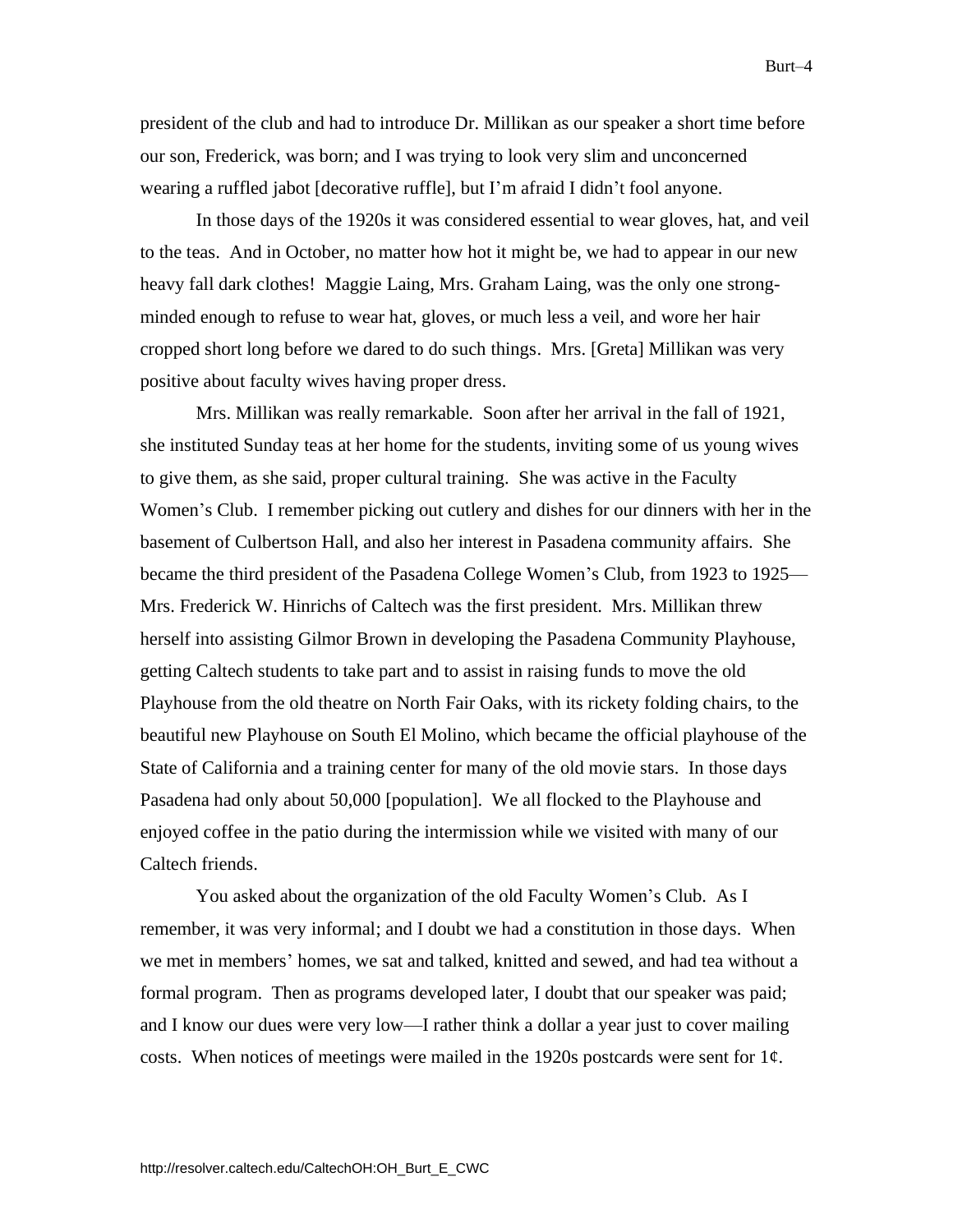president of the club and had to introduce Dr. Millikan as our speaker a short time before our son, Frederick, was born; and I was trying to look very slim and unconcerned wearing a ruffled jabot [decorative ruffle], but I'm afraid I didn't fool anyone.

In those days of the 1920s it was considered essential to wear gloves, hat, and veil to the teas. And in October, no matter how hot it might be, we had to appear in our new heavy fall dark clothes! Maggie Laing, Mrs. Graham Laing, was the only one strong-minded enough to refuse to wear hat, gloves, or much less a veil, and wore her hair cropped short long before we dared to do such things. Mrs. [Greta] Millikan was very positive about faculty wives having proper dress.

Mrs. Millikan was really remarkable. Soon after her arrival in the fall of 1921, she instituted Sunday teas at her home for the students, inviting some of us young wives to give them, as she said, proper cultural training. She was active in the Faculty Women's Club. I remember picking out cutlery and dishes for our dinners with her in the basement of Culbertson Hall, and also her interest in Pasadena community affairs. She became the third president of the Pasadena College Women's Club, from 1923 to 1925—Mrs. Frederick W. Hinrichs of Caltech was the first president. Mrs. Millikan threw herself into assisting Gilmor Brown in developing the Pasadena Community Playhouse, getting Caltech students to take part and to assist in raising funds to move the old Playhouse from the old theatre on North Fair Oaks, with its rickety folding chairs, to the beautiful new Playhouse on South El Molino, which became the official playhouse of the State of California and a training center for many of the old movie stars. In those days Pasadena had only about 50,000 [population]. We all flocked to the Playhouse and enjoyed coffee in the patio during the intermission while we visited with many of our Caltech friends.

You asked about the organization of the old Faculty Women's Club. As I remember, it was very informal; and I doubt we had a constitution in those days. When we met in members' homes, we sat and talked, knitted and sewed, and had tea without a formal program. Then as programs developed later, I doubt that our speaker was paid; and I know our dues were very low—I rather think a dollar a year just to cover mailing costs. When notices of meetings were mailed in the 1920s postcards were sent for 1¢.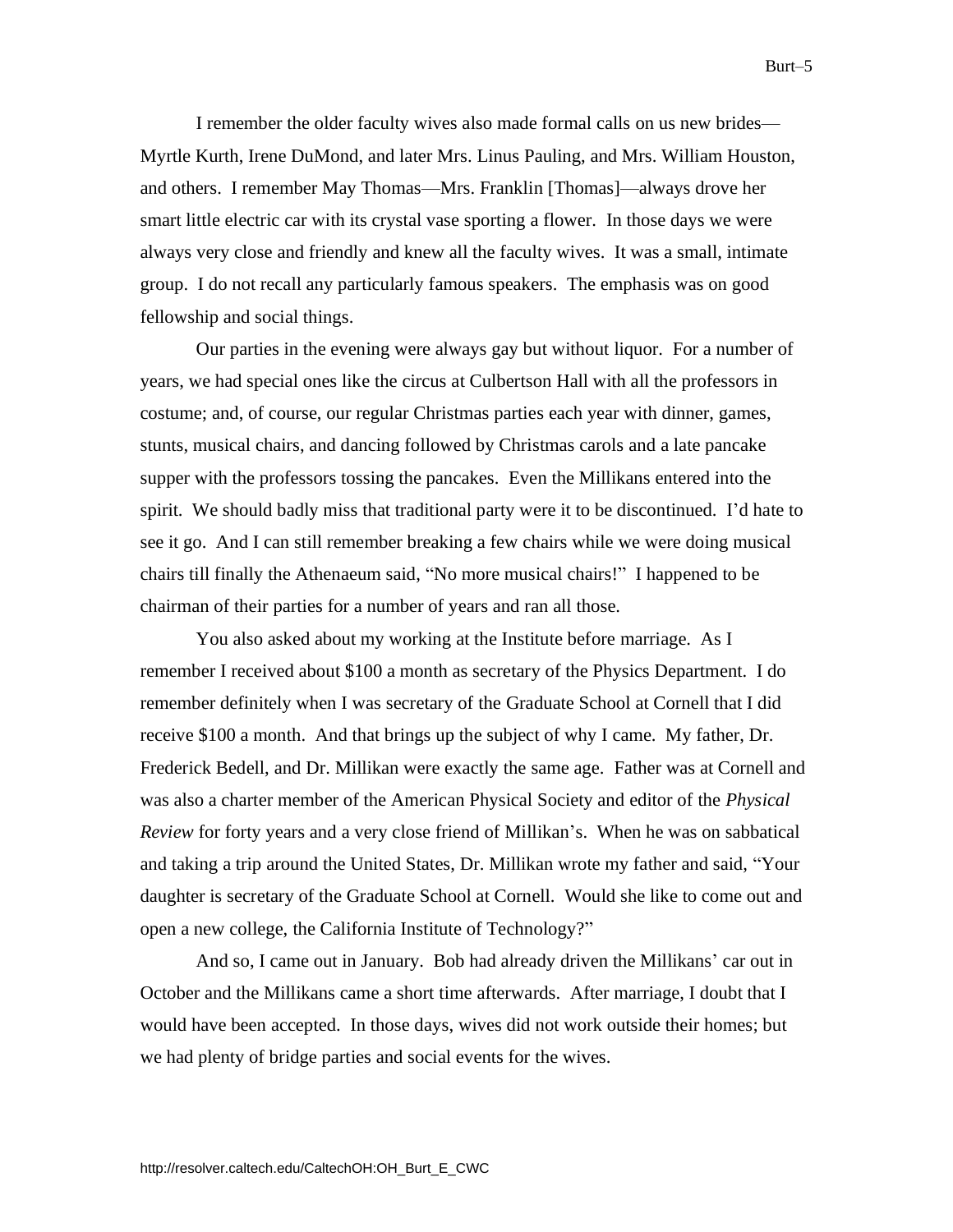I remember the older faculty wives also made formal calls on us new brides—Myrtle Kurth, Irene DuMond, and later Mrs. Linus Pauling, and Mrs. William Houston, and others. I remember May Thomas—Mrs. Franklin [Thomas]—always drove her smart little electric car with its crystal vase sporting a flower. In those days we were always very close and friendly and knew all the faculty wives. It was a small, intimate group. I do not recall any particularly famous speakers. The emphasis was on good fellowship and social things.

Our parties in the evening were always gay but without liquor. For a number of years, we had special ones like the circus at Culbertson Hall with all the professors in costume; and, of course, our regular Christmas parties each year with dinner, games, stunts, musical chairs, and dancing followed by Christmas carols and a late pancake supper with the professors tossing the pancakes. Even the Millikans entered into the spirit. We should badly miss that traditional party were it to be discontinued. I'd hate to see it go. And I can still remember breaking a few chairs while we were doing musical chairs till finally the Athenaeum said, "No more musical chairs!" I happened to be chairman of their parties for a number of years and ran all those.

You also asked about my working at the Institute before marriage. As I remember I received about $100 a month as secretary of the Physics Department. I do remember definitely when I was secretary of the Graduate School at Cornell that I did receive $100 a month. And that brings up the subject of why I came. My father, Dr. Frederick Bedell, and Dr. Millikan were exactly the same age. Father was at Cornell and was also a charter member of the American Physical Society and editor of the *Physical Review* for forty years and a very close friend of Millikan's. When he was on sabbatical and taking a trip around the United States, Dr. Millikan wrote my father and said, "Your daughter is secretary of the Graduate School at Cornell. Would she like to come out and open a new college, the California Institute of Technology?"

And so, I came out in January. Bob had already driven the Millikans' car out in October and the Millikans came a short time afterwards. After marriage, I doubt that I would have been accepted. In those days, wives did not work outside their homes; but we had plenty of bridge parties and social events for the wives.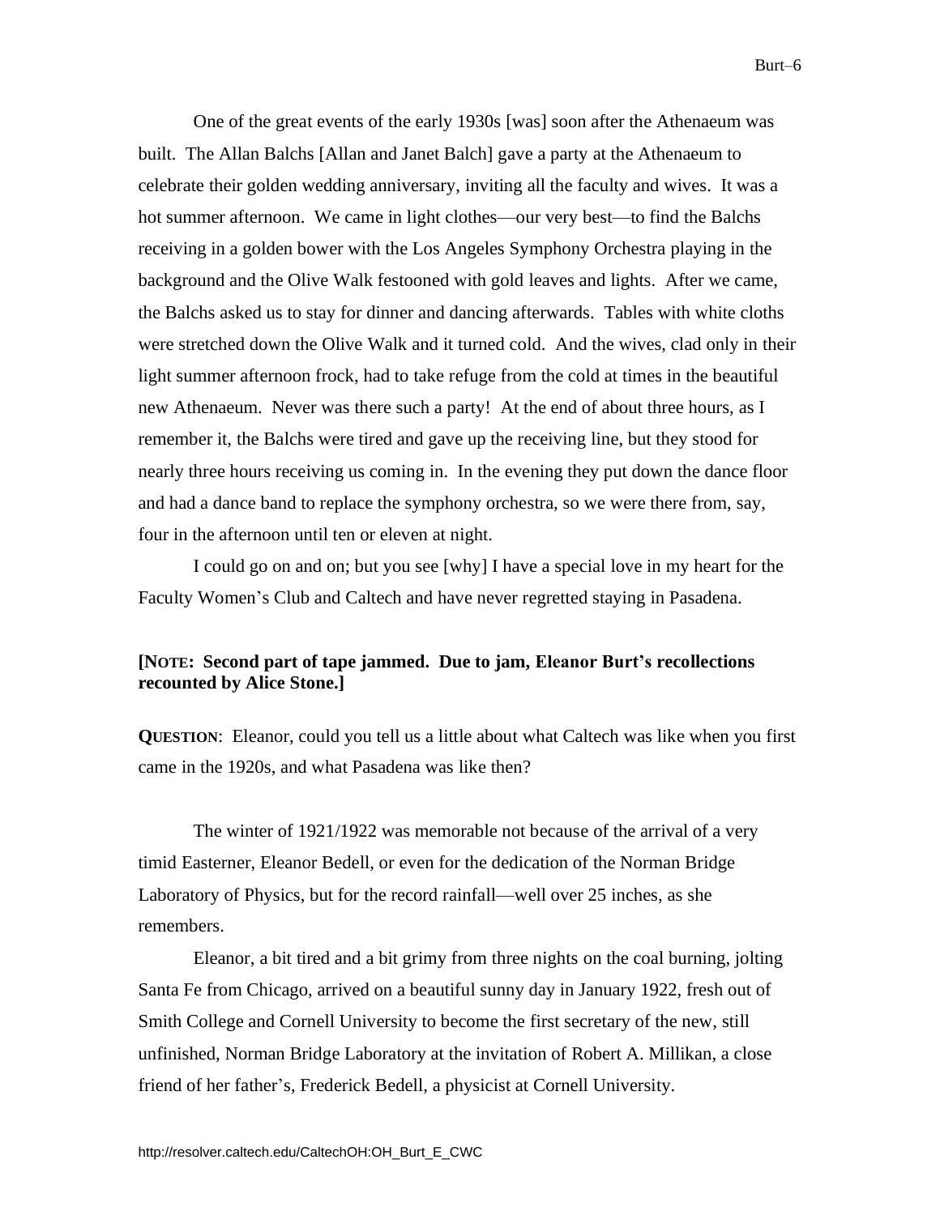One of the great events of the early 1930s [was] soon after the Athenaeum was built. The Allan Balchs [Allan and Janet Balch] gave a party at the Athenaeum to celebrate their golden wedding anniversary, inviting all the faculty and wives. It was a hot summer afternoon. We came in light clothes—our very best—to find the Balchs receiving in a golden bower with the Los Angeles Symphony Orchestra playing in the background and the Olive Walk festooned with gold leaves and lights. After we came, the Balchs asked us to stay for dinner and dancing afterwards. Tables with white cloths were stretched down the Olive Walk and it turned cold. And the wives, clad only in their light summer afternoon frock, had to take refuge from the cold at times in the beautiful new Athenaeum. Never was there such a party! At the end of about three hours, as I remember it, the Balchs were tired and gave up the receiving line, but they stood for nearly three hours receiving us coming in. In the evening they put down the dance floor and had a dance band to replace the symphony orchestra, so we were there from, say, four in the afternoon until ten or eleven at night.

I could go on and on; but you see [why] I have a special love in my heart for the Faculty Women's Club and Caltech and have never regretted staying in Pasadena.

**[NOTE: Second part of tape jammed. Due to jam, Eleanor Burt's recollections recounted by Alice Stone.]**

**QUESTION**: Eleanor, could you tell us a little about what Caltech was like when you first came in the 1920s, and what Pasadena was like then?

The winter of 1921/1922 was memorable not because of the arrival of a very timid Easterner, Eleanor Bedell, or even for the dedication of the Norman Bridge Laboratory of Physics, but for the record rainfall—well over 25 inches, as she remembers.

Eleanor, a bit tired and a bit grimy from three nights on the coal burning, jolting Santa Fe from Chicago, arrived on a beautiful sunny day in January 1922, fresh out of Smith College and Cornell University to become the first secretary of the new, still unfinished, Norman Bridge Laboratory at the invitation of Robert A. Millikan, a close friend of her father's, Frederick Bedell, a physicist at Cornell University.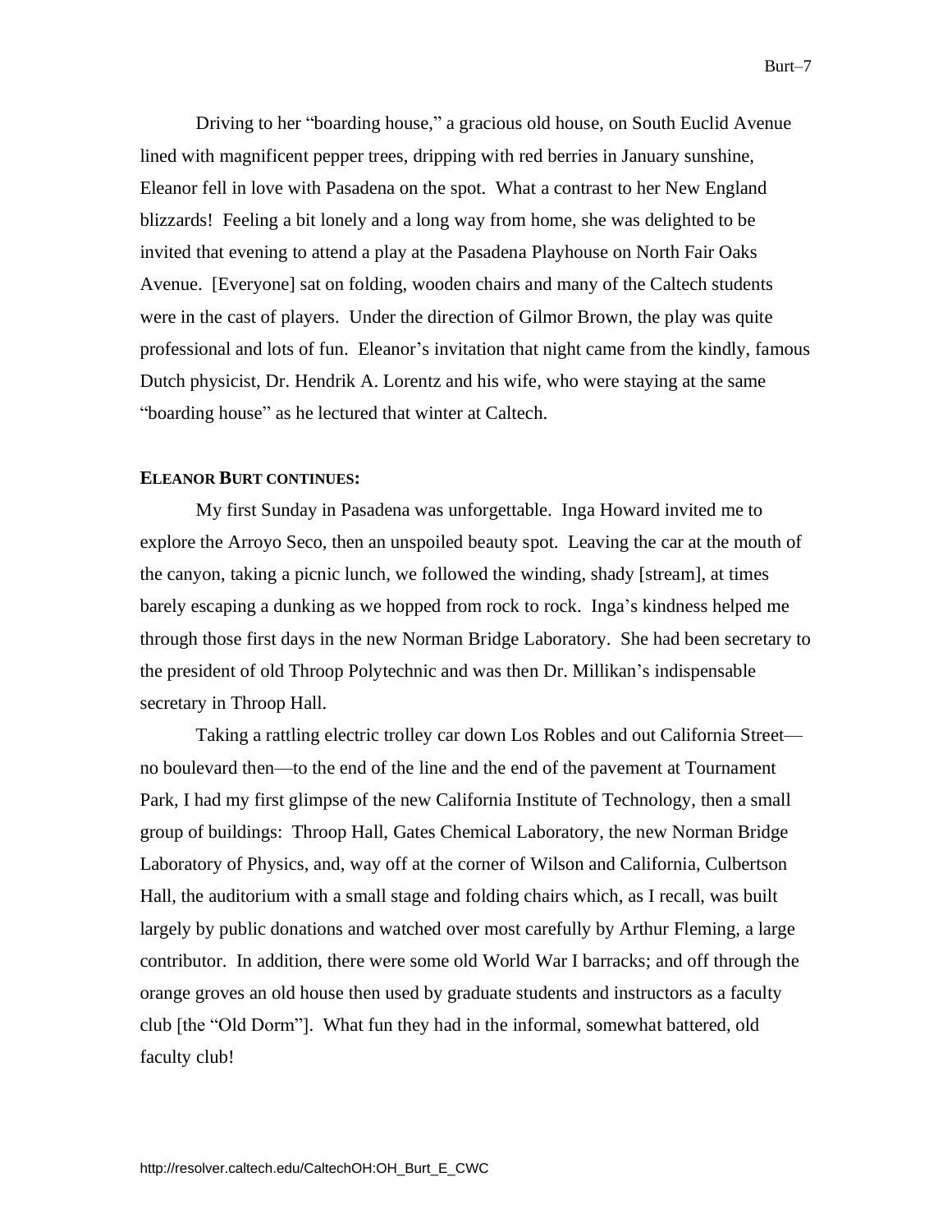Driving to her "boarding house," a gracious old house, on South Euclid Avenue lined with magnificent pepper trees, dripping with red berries in January sunshine, Eleanor fell in love with Pasadena on the spot. What a contrast to her New England blizzards! Feeling a bit lonely and a long way from home, she was delighted to be invited that evening to attend a play at the Pasadena Playhouse on North Fair Oaks Avenue. [Everyone] sat on folding, wooden chairs and many of the Caltech students were in the cast of players. Under the direction of Gilmor Brown, the play was quite professional and lots of fun. Eleanor's invitation that night came from the kindly, famous Dutch physicist, Dr. Hendrik A. Lorentz and his wife, who were staying at the same "boarding house" as he lectured that winter at Caltech.

**ELEANOR BURT CONTINUES:**

My first Sunday in Pasadena was unforgettable. Inga Howard invited me to explore the Arroyo Seco, then an unspoiled beauty spot. Leaving the car at the mouth of the canyon, taking a picnic lunch, we followed the winding, shady [stream], at times barely escaping a dunking as we hopped from rock to rock. Inga's kindness helped me through those first days in the new Norman Bridge Laboratory. She had been secretary to the president of old Throop Polytechnic and was then Dr. Millikan's indispensable secretary in Throop Hall.

Taking a rattling electric trolley car down Los Robles and out California Street—no boulevard then—to the end of the line and the end of the pavement at Tournament Park, I had my first glimpse of the new California Institute of Technology, then a small group of buildings: Throop Hall, Gates Chemical Laboratory, the new Norman Bridge Laboratory of Physics, and, way off at the corner of Wilson and California, Culbertson Hall, the auditorium with a small stage and folding chairs which, as I recall, was built largely by public donations and watched over most carefully by Arthur Fleming, a large contributor. In addition, there were some old World War I barracks; and off through the orange groves an old house then used by graduate students and instructors as a faculty club [the "Old Dorm"]. What fun they had in the informal, somewhat battered, old faculty club!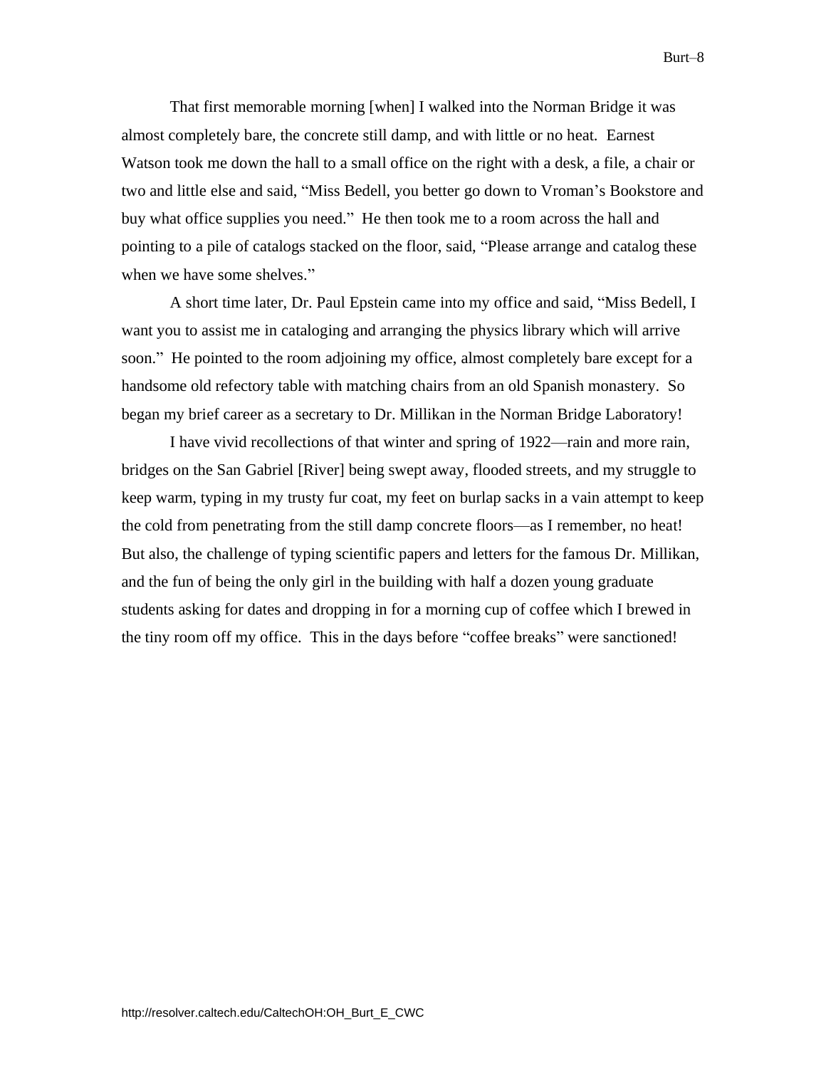That first memorable morning [when] I walked into the Norman Bridge it was almost completely bare, the concrete still damp, and with little or no heat. Earnest Watson took me down the hall to a small office on the right with a desk, a file, a chair or two and little else and said, "Miss Bedell, you better go down to Vroman's Bookstore and buy what office supplies you need." He then took me to a room across the hall and pointing to a pile of catalogs stacked on the floor, said, "Please arrange and catalog these when we have some shelves."

A short time later, Dr. Paul Epstein came into my office and said, "Miss Bedell, I want you to assist me in cataloging and arranging the physics library which will arrive soon." He pointed to the room adjoining my office, almost completely bare except for a handsome old refectory table with matching chairs from an old Spanish monastery. So began my brief career as a secretary to Dr. Millikan in the Norman Bridge Laboratory!

I have vivid recollections of that winter and spring of 1922—rain and more rain, bridges on the San Gabriel [River] being swept away, flooded streets, and my struggle to keep warm, typing in my trusty fur coat, my feet on burlap sacks in a vain attempt to keep the cold from penetrating from the still damp concrete floors—as I remember, no heat! But also, the challenge of typing scientific papers and letters for the famous Dr. Millikan, and the fun of being the only girl in the building with half a dozen young graduate students asking for dates and dropping in for a morning cup of coffee which I brewed in the tiny room off my office. This in the days before "coffee breaks" were sanctioned!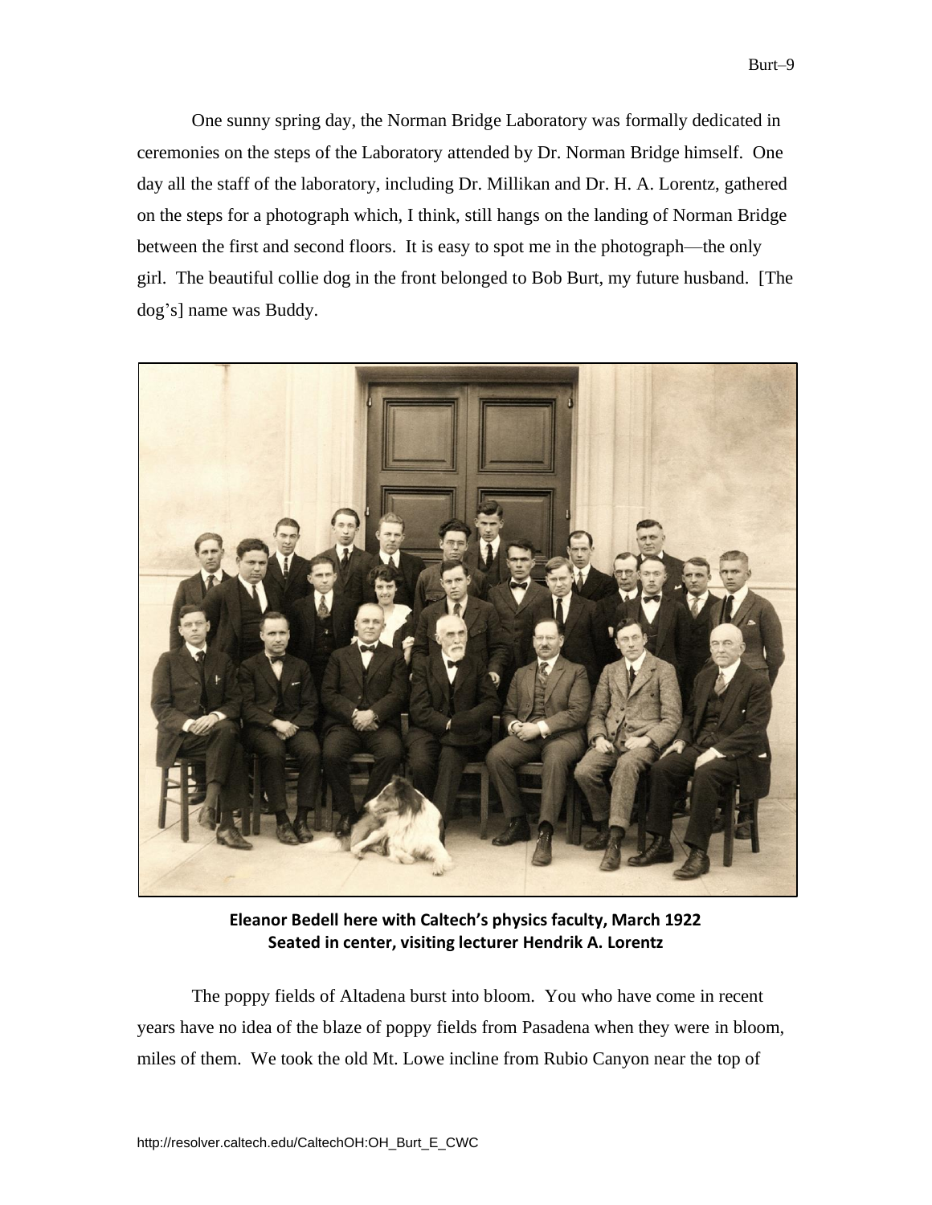One sunny spring day, the Norman Bridge Laboratory was formally dedicated in ceremonies on the steps of the Laboratory attended by Dr. Norman Bridge himself. One day all the staff of the laboratory, including Dr. Millikan and Dr. H. A. Lorentz, gathered on the steps for a photograph which, I think, still hangs on the landing of Norman Bridge between the first and second floors. It is easy to spot me in the photograph—the only girl. The beautiful collie dog in the front belonged to Bob Burt, my future husband. [The dog's] name was Buddy.

**Eleanor Bedell here with Caltech's physics faculty, March 1922**
**Seated in center, visiting lecturer Hendrik A. Lorentz**

The poppy fields of Altadena burst into bloom. You who have come in recent years have no idea of the blaze of poppy fields from Pasadena when they were in bloom, miles of them. We took the old Mt. Lowe incline from Rubio Canyon near the top of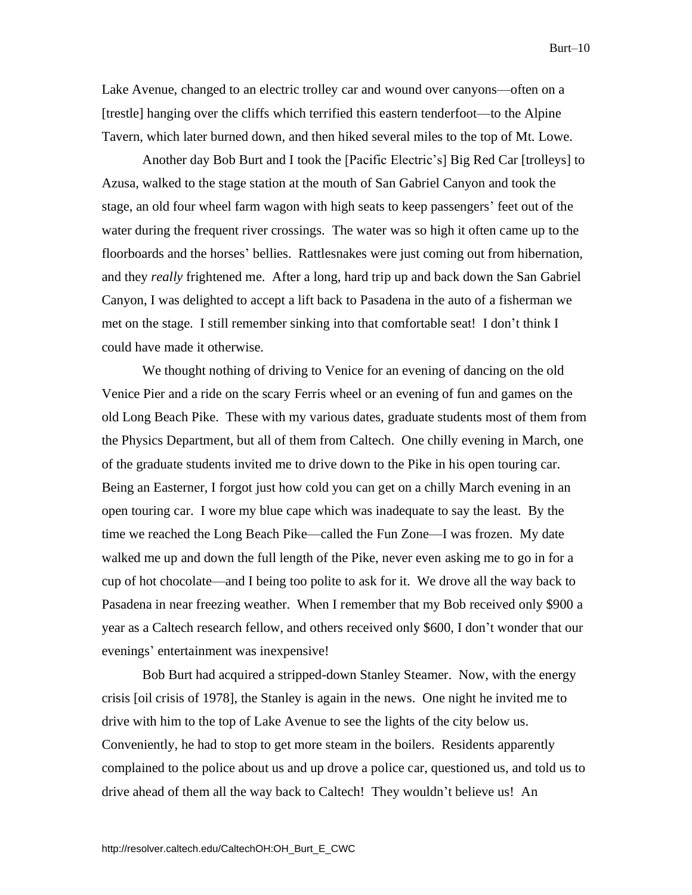Lake Avenue, changed to an electric trolley car and wound over canyons—often on a [trestle] hanging over the cliffs which terrified this eastern tenderfoot—to the Alpine Tavern, which later burned down, and then hiked several miles to the top of Mt. Lowe.

Another day Bob Burt and I took the [Pacific Electric's] Big Red Car [trolleys] to Azusa, walked to the stage station at the mouth of San Gabriel Canyon and took the stage, an old four wheel farm wagon with high seats to keep passengers' feet out of the water during the frequent river crossings. The water was so high it often came up to the floorboards and the horses' bellies. Rattlesnakes were just coming out from hibernation, and they *really* frightened me. After a long, hard trip up and back down the San Gabriel Canyon, I was delighted to accept a lift back to Pasadena in the auto of a fisherman we met on the stage. I still remember sinking into that comfortable seat! I don't think I could have made it otherwise.

We thought nothing of driving to Venice for an evening of dancing on the old Venice Pier and a ride on the scary Ferris wheel or an evening of fun and games on the old Long Beach Pike. These with my various dates, graduate students most of them from the Physics Department, but all of them from Caltech. One chilly evening in March, one of the graduate students invited me to drive down to the Pike in his open touring car. Being an Easterner, I forgot just how cold you can get on a chilly March evening in an open touring car. I wore my blue cape which was inadequate to say the least. By the time we reached the Long Beach Pike—called the Fun Zone—I was frozen. My date walked me up and down the full length of the Pike, never even asking me to go in for a cup of hot chocolate—and I being too polite to ask for it. We drove all the way back to Pasadena in near freezing weather. When I remember that my Bob received only $900 a year as a Caltech research fellow, and others received only $600, I don't wonder that our evenings' entertainment was inexpensive!

Bob Burt had acquired a stripped-down Stanley Steamer. Now, with the energy crisis [oil crisis of 1978], the Stanley is again in the news. One night he invited me to drive with him to the top of Lake Avenue to see the lights of the city below us. Conveniently, he had to stop to get more steam in the boilers. Residents apparently complained to the police about us and up drove a police car, questioned us, and told us to drive ahead of them all the way back to Caltech! They wouldn't believe us! An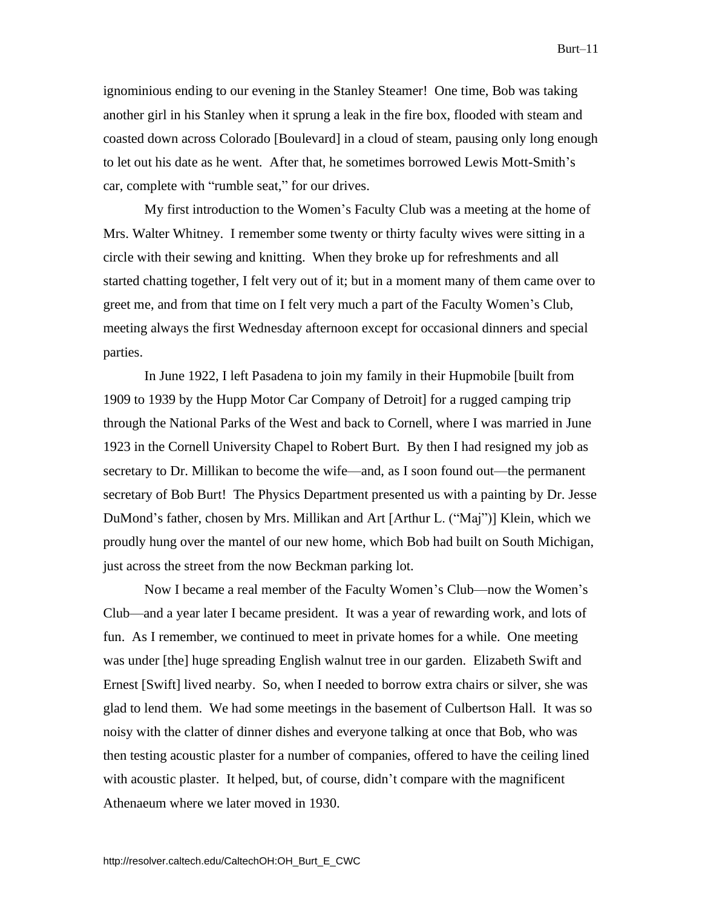ignominious ending to our evening in the Stanley Steamer! One time, Bob was taking another girl in his Stanley when it sprung a leak in the fire box, flooded with steam and coasted down across Colorado [Boulevard] in a cloud of steam, pausing only long enough to let out his date as he went. After that, he sometimes borrowed Lewis Mott-Smith's car, complete with "rumble seat," for our drives.

My first introduction to the Women's Faculty Club was a meeting at the home of Mrs. Walter Whitney. I remember some twenty or thirty faculty wives were sitting in a circle with their sewing and knitting. When they broke up for refreshments and all started chatting together, I felt very out of it; but in a moment many of them came over to greet me, and from that time on I felt very much a part of the Faculty Women's Club, meeting always the first Wednesday afternoon except for occasional dinners and special parties.

In June 1922, I left Pasadena to join my family in their Hupmobile [built from 1909 to 1939 by the Hupp Motor Car Company of Detroit] for a rugged camping trip through the National Parks of the West and back to Cornell, where I was married in June 1923 in the Cornell University Chapel to Robert Burt. By then I had resigned my job as secretary to Dr. Millikan to become the wife—and, as I soon found out—the permanent secretary of Bob Burt! The Physics Department presented us with a painting by Dr. Jesse DuMond's father, chosen by Mrs. Millikan and Art [Arthur L. ("Maj")] Klein, which we proudly hung over the mantel of our new home, which Bob had built on South Michigan, just across the street from the now Beckman parking lot.

Now I became a real member of the Faculty Women's Club—now the Women's Club—and a year later I became president. It was a year of rewarding work, and lots of fun. As I remember, we continued to meet in private homes for a while. One meeting was under [the] huge spreading English walnut tree in our garden. Elizabeth Swift and Ernest [Swift] lived nearby. So, when I needed to borrow extra chairs or silver, she was glad to lend them. We had some meetings in the basement of Culbertson Hall. It was so noisy with the clatter of dinner dishes and everyone talking at once that Bob, who was then testing acoustic plaster for a number of companies, offered to have the ceiling lined with acoustic plaster. It helped, but, of course, didn't compare with the magnificent Athenaeum where we later moved in 1930.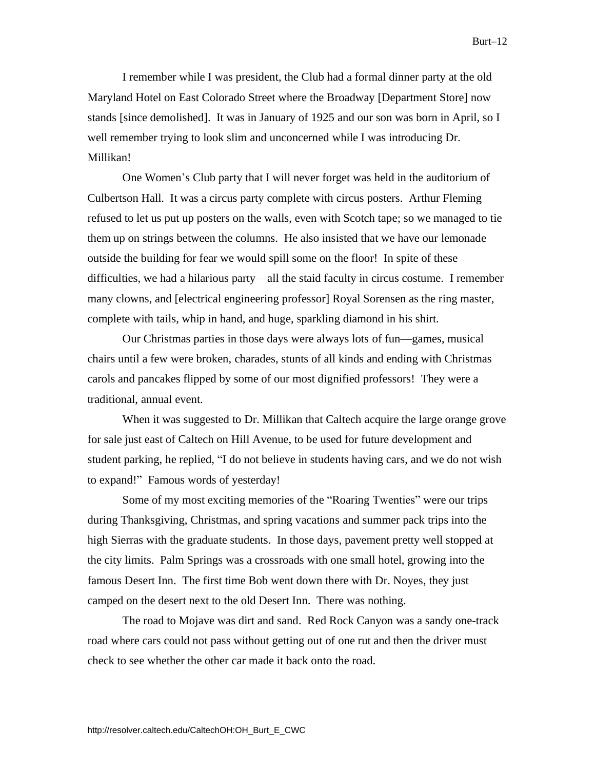I remember while I was president, the Club had a formal dinner party at the old Maryland Hotel on East Colorado Street where the Broadway [Department Store] now stands [since demolished]. It was in January of 1925 and our son was born in April, so I well remember trying to look slim and unconcerned while I was introducing Dr. Millikan!

One Women's Club party that I will never forget was held in the auditorium of Culbertson Hall. It was a circus party complete with circus posters. Arthur Fleming refused to let us put up posters on the walls, even with Scotch tape; so we managed to tie them up on strings between the columns. He also insisted that we have our lemonade outside the building for fear we would spill some on the floor! In spite of these difficulties, we had a hilarious party—all the staid faculty in circus costume. I remember many clowns, and [electrical engineering professor] Royal Sorensen as the ring master, complete with tails, whip in hand, and huge, sparkling diamond in his shirt.

Our Christmas parties in those days were always lots of fun—games, musical chairs until a few were broken, charades, stunts of all kinds and ending with Christmas carols and pancakes flipped by some of our most dignified professors! They were a traditional, annual event.

When it was suggested to Dr. Millikan that Caltech acquire the large orange grove for sale just east of Caltech on Hill Avenue, to be used for future development and student parking, he replied, "I do not believe in students having cars, and we do not wish to expand!" Famous words of yesterday!

Some of my most exciting memories of the "Roaring Twenties" were our trips during Thanksgiving, Christmas, and spring vacations and summer pack trips into the high Sierras with the graduate students. In those days, pavement pretty well stopped at the city limits. Palm Springs was a crossroads with one small hotel, growing into the famous Desert Inn. The first time Bob went down there with Dr. Noyes, they just camped on the desert next to the old Desert Inn. There was nothing.

The road to Mojave was dirt and sand. Red Rock Canyon was a sandy one-track road where cars could not pass without getting out of one rut and then the driver must check to see whether the other car made it back onto the road.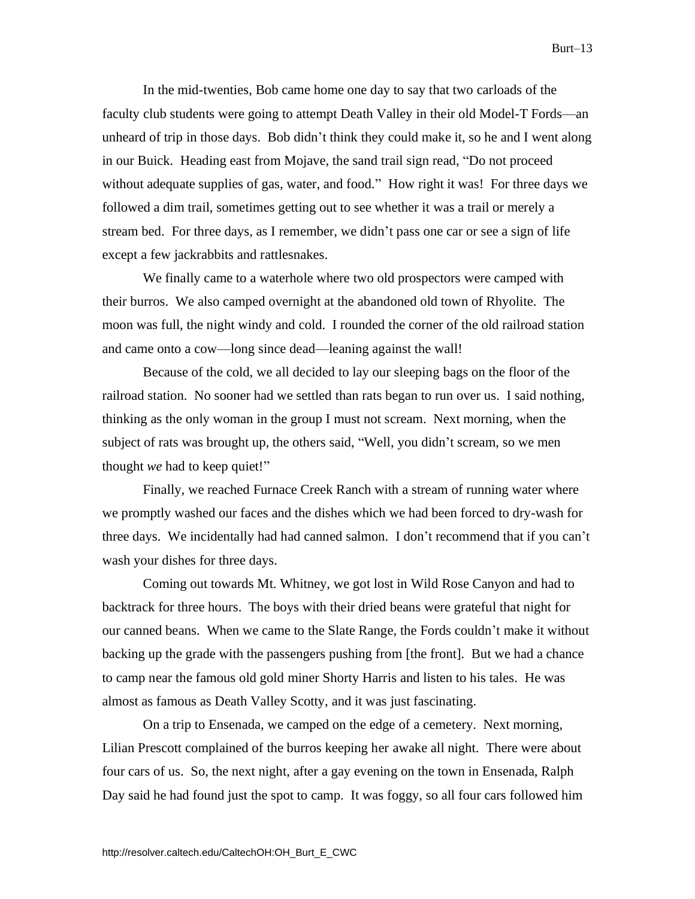In the mid-twenties, Bob came home one day to say that two carloads of the faculty club students were going to attempt Death Valley in their old Model-T Fords—an unheard of trip in those days. Bob didn't think they could make it, so he and I went along in our Buick. Heading east from Mojave, the sand trail sign read, "Do not proceed without adequate supplies of gas, water, and food." How right it was! For three days we followed a dim trail, sometimes getting out to see whether it was a trail or merely a stream bed. For three days, as I remember, we didn't pass one car or see a sign of life except a few jackrabbits and rattlesnakes.

We finally came to a waterhole where two old prospectors were camped with their burros. We also camped overnight at the abandoned old town of Rhyolite. The moon was full, the night windy and cold. I rounded the corner of the old railroad station and came onto a cow—long since dead—leaning against the wall!

Because of the cold, we all decided to lay our sleeping bags on the floor of the railroad station. No sooner had we settled than rats began to run over us. I said nothing, thinking as the only woman in the group I must not scream. Next morning, when the subject of rats was brought up, the others said, "Well, you didn't scream, so we men thought *we* had to keep quiet!"

Finally, we reached Furnace Creek Ranch with a stream of running water where we promptly washed our faces and the dishes which we had been forced to dry-wash for three days. We incidentally had had canned salmon. I don't recommend that if you can't wash your dishes for three days.

Coming out towards Mt. Whitney, we got lost in Wild Rose Canyon and had to backtrack for three hours. The boys with their dried beans were grateful that night for our canned beans. When we came to the Slate Range, the Fords couldn't make it without backing up the grade with the passengers pushing from [the front]. But we had a chance to camp near the famous old gold miner Shorty Harris and listen to his tales. He was almost as famous as Death Valley Scotty, and it was just fascinating.

On a trip to Ensenada, we camped on the edge of a cemetery. Next morning, Lilian Prescott complained of the burros keeping her awake all night. There were about four cars of us. So, the next night, after a gay evening on the town in Ensenada, Ralph Day said he had found just the spot to camp. It was foggy, so all four cars followed him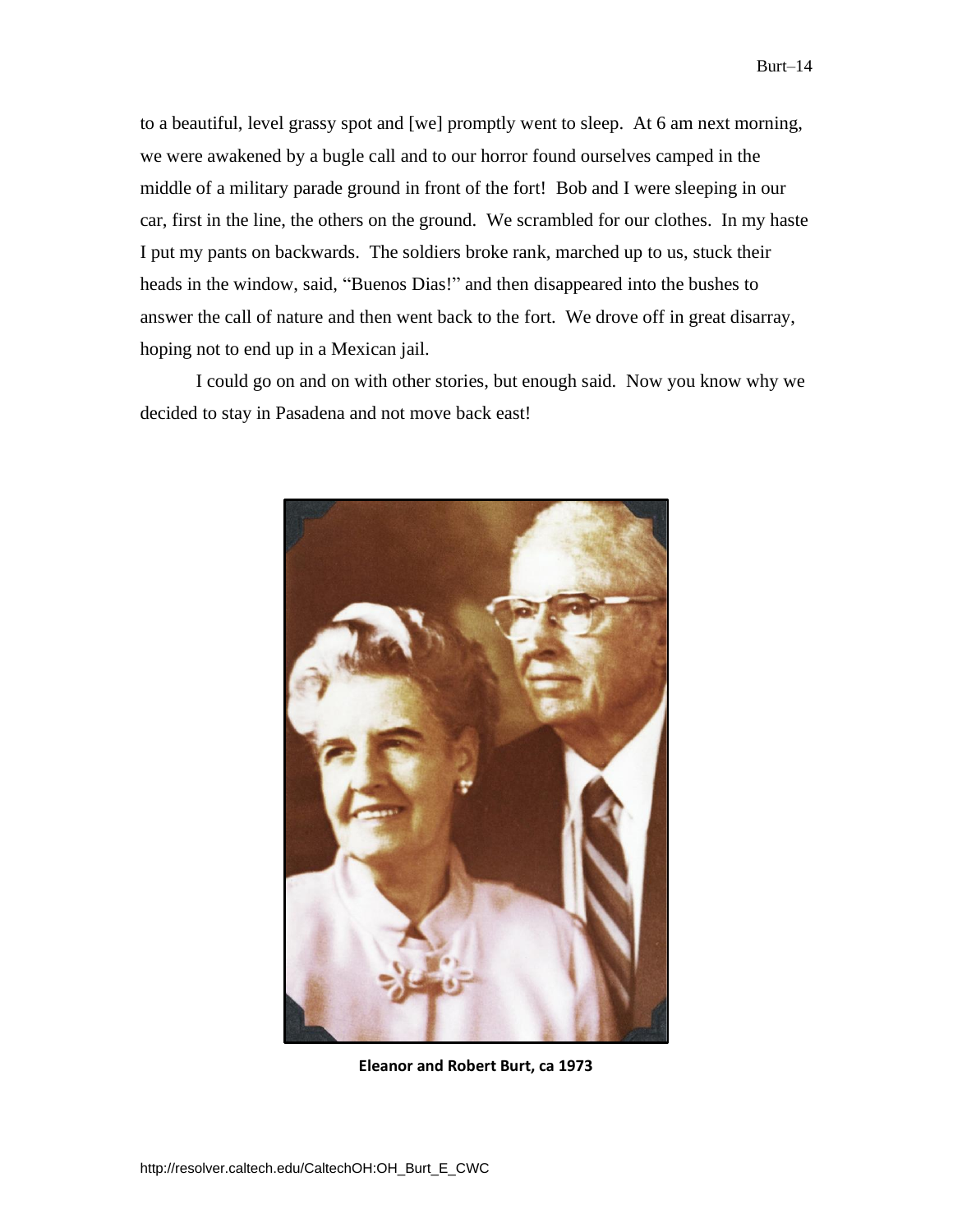to a beautiful, level grassy spot and [we] promptly went to sleep. At 6 am next morning, we were awakened by a bugle call and to our horror found ourselves camped in the middle of a military parade ground in front of the fort! Bob and I were sleeping in our car, first in the line, the others on the ground. We scrambled for our clothes. In my haste I put my pants on backwards. The soldiers broke rank, marched up to us, stuck their heads in the window, said, "Buenos Dias!" and then disappeared into the bushes to answer the call of nature and then went back to the fort. We drove off in great disarray, hoping not to end up in a Mexican jail.

I could go on and on with other stories, but enough said. Now you know why we decided to stay in Pasadena and not move back east!

**Eleanor and Robert Burt, ca 1973**